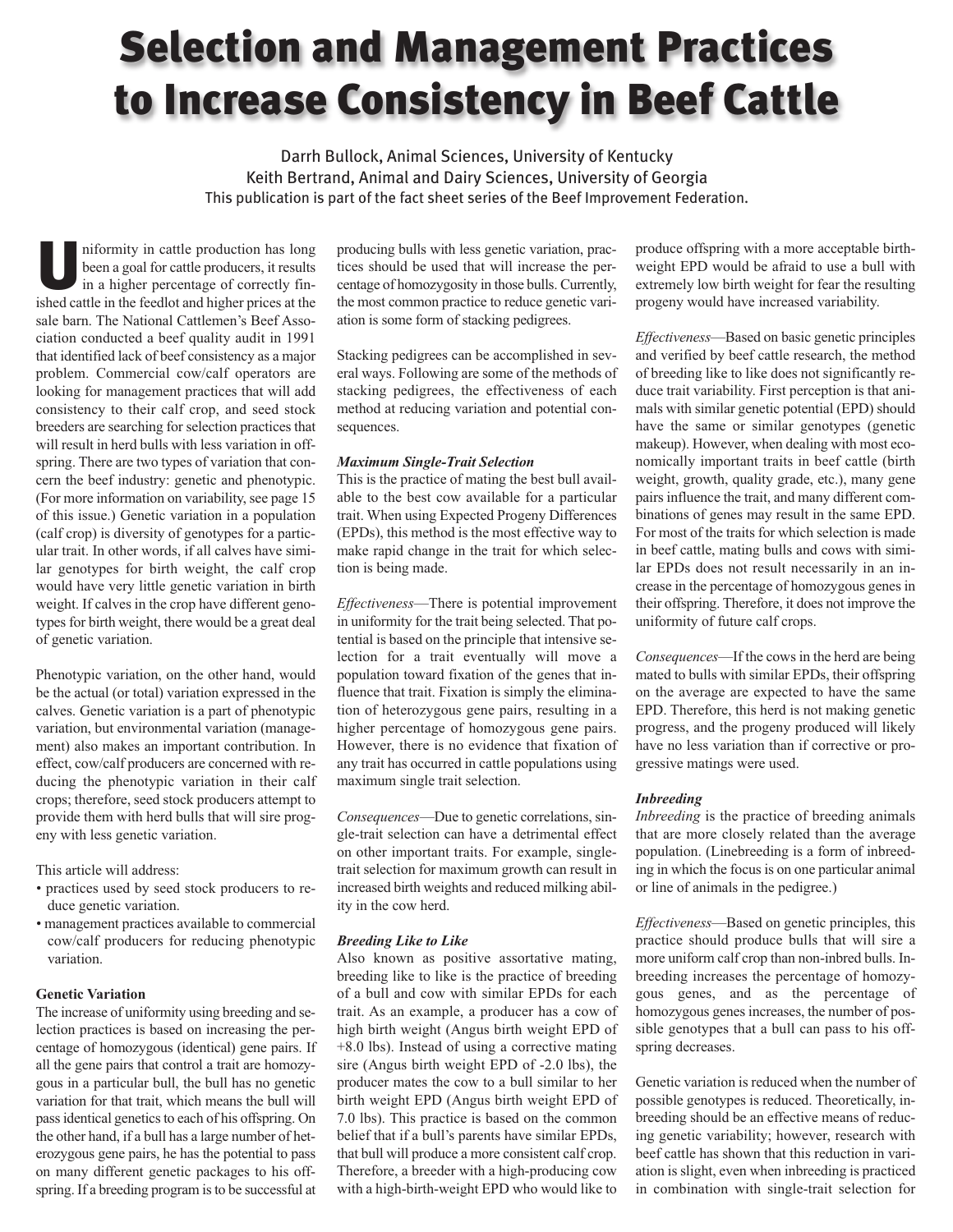# Selection and Management Practices to Increase Consistency in Beef Cattle

Darrh Bullock, Animal Sciences, University of Kentucky
Keith Bertrand, Animal and Dairy Sciences, University of Georgia
This publication is part of the fact sheet series of the Beef Improvement Federation.

Uniformity in cattle production has long been a goal for cattle producers, it results in a higher percentage of correctly finished cattle in the feedlot and higher prices at the sale barn. The National Cattlemen's Beef Association conducted a beef quality audit in 1991 that identified lack of beef consistency as a major problem. Commercial cow/calf operators are looking for management practices that will add consistency to their calf crop, and seed stock breeders are searching for selection practices that will result in herd bulls with less variation in offspring. There are two types of variation that concern the beef industry: genetic and phenotypic. (For more information on variability, see page 15 of this issue.) Genetic variation in a population (calf crop) is diversity of genotypes for a particular trait. In other words, if all calves have similar genotypes for birth weight, the calf crop would have very little genetic variation in birth weight. If calves in the crop have different genotypes for birth weight, there would be a great deal of genetic variation.

Phenotypic variation, on the other hand, would be the actual (or total) variation expressed in the calves. Genetic variation is a part of phenotypic variation, but environmental variation (management) also makes an important contribution. In effect, cow/calf producers are concerned with reducing the phenotypic variation in their calf crops; therefore, seed stock producers attempt to provide them with herd bulls that will sire progeny with less genetic variation.

This article will address:

- practices used by seed stock producers to reduce genetic variation.
- management practices available to commercial cow/calf producers for reducing phenotypic variation.

### Genetic Variation

The increase of uniformity using breeding and selection practices is based on increasing the percentage of homozygous (identical) gene pairs. If all the gene pairs that control a trait are homozygous in a particular bull, the bull has no genetic variation for that trait, which means the bull will pass identical genetics to each of his offspring. On the other hand, if a bull has a large number of heterozygous gene pairs, he has the potential to pass on many different genetic packages to his offspring. If a breeding program is to be successful at producing bulls with less genetic variation, practices should be used that will increase the percentage of homozygosity in those bulls. Currently, the most common practice to reduce genetic variation is some form of stacking pedigrees.

Stacking pedigrees can be accomplished in several ways. Following are some of the methods of stacking pedigrees, the effectiveness of each method at reducing variation and potential consequences.

#### *Maximum Single-Trait Selection*

This is the practice of mating the best bull available to the best cow available for a particular trait. When using Expected Progeny Differences (EPDs), this method is the most effective way to make rapid change in the trait for which selection is being made.

*Effectiveness*—There is potential improvement in uniformity for the trait being selected. That potential is based on the principle that intensive selection for a trait eventually will move a population toward fixation of the genes that influence that trait. Fixation is simply the elimination of heterozygous gene pairs, resulting in a higher percentage of homozygous gene pairs. However, there is no evidence that fixation of any trait has occurred in cattle populations using maximum single trait selection.

*Consequences*—Due to genetic correlations, single-trait selection can have a detrimental effect on other important traits. For example, single-trait selection for maximum growth can result in increased birth weights and reduced milking ability in the cow herd.

#### *Breeding Like to Like*

Also known as positive assortative mating, breeding like to like is the practice of breeding of a bull and cow with similar EPDs for each trait. As an example, a producer has a cow of high birth weight (Angus birth weight EPD of +8.0 lbs). Instead of using a corrective mating sire (Angus birth weight EPD of -2.0 lbs), the producer mates the cow to a bull similar to her birth weight EPD (Angus birth weight EPD of 7.0 lbs). This practice is based on the common belief that if a bull's parents have similar EPDs, that bull will produce a more consistent calf crop. Therefore, a breeder with a high-producing cow with a high-birth-weight EPD who would like to produce offspring with a more acceptable birth-weight EPD would be afraid to use a bull with extremely low birth weight for fear the resulting progeny would have increased variability.

*Effectiveness*—Based on basic genetic principles and verified by beef cattle research, the method of breeding like to like does not significantly reduce trait variability. First perception is that animals with similar genetic potential (EPD) should have the same or similar genotypes (genetic makeup). However, when dealing with most economically important traits in beef cattle (birth weight, growth, quality grade, etc.), many gene pairs influence the trait, and many different combinations of genes may result in the same EPD. For most of the traits for which selection is made in beef cattle, mating bulls and cows with similar EPDs does not result necessarily in an increase in the percentage of homozygous genes in their offspring. Therefore, it does not improve the uniformity of future calf crops.

*Consequences*—If the cows in the herd are being mated to bulls with similar EPDs, their offspring on the average are expected to have the same EPD. Therefore, this herd is not making genetic progress, and the progeny produced will likely have no less variation than if corrective or progressive matings were used.

#### *Inbreeding*

*Inbreeding* is the practice of breeding animals that are more closely related than the average population. (Linebreeding is a form of inbreeding in which the focus is on one particular animal or line of animals in the pedigree.)

*Effectiveness*—Based on genetic principles, this practice should produce bulls that will sire a more uniform calf crop than non-inbred bulls. Inbreeding increases the percentage of homozygous genes, and as the percentage of homozygous genes increases, the number of possible genotypes that a bull can pass to his offspring decreases.

Genetic variation is reduced when the number of possible genotypes is reduced. Theoretically, inbreeding should be an effective means of reducing genetic variability; however, research with beef cattle has shown that this reduction in variation is slight, even when inbreeding is practiced in combination with single-trait selection for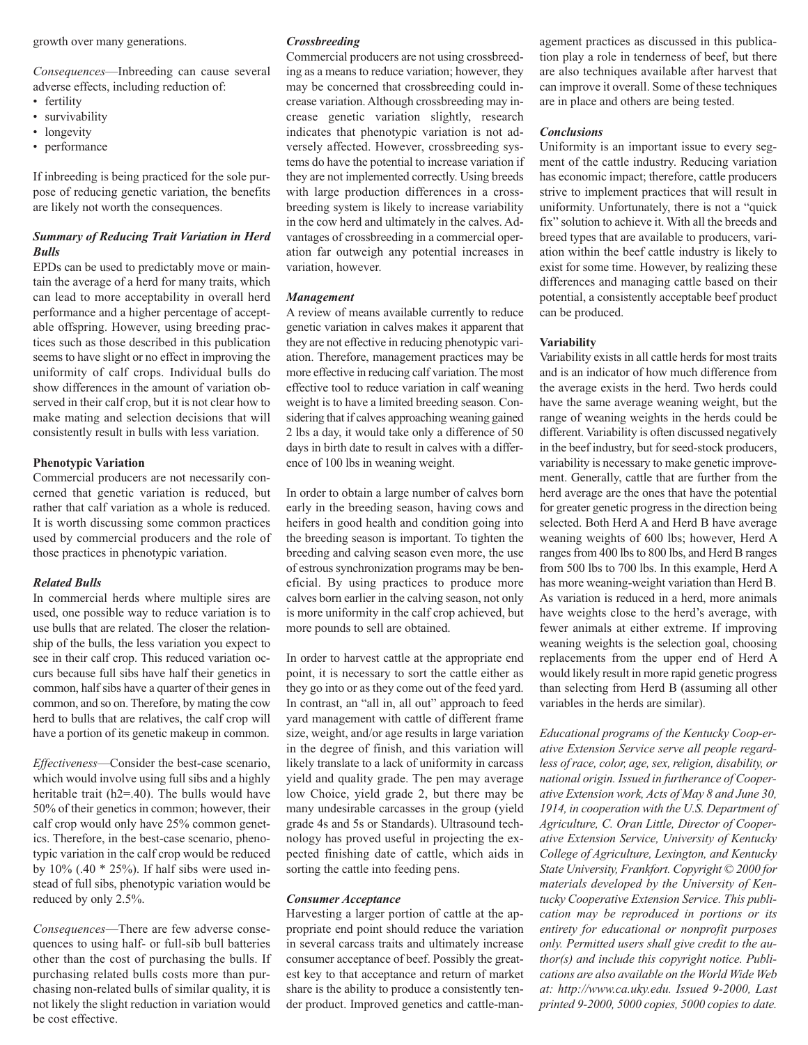growth over many generations.

*Consequences*—Inbreeding can cause several adverse effects, including reduction of:

- fertility
- survivability
- longevity
- performance

If inbreeding is being practiced for the sole purpose of reducing genetic variation, the benefits are likely not worth the consequences.

### *Summary of Reducing Trait Variation in Herd Bulls*

EPDs can be used to predictably move or maintain the average of a herd for many traits, which can lead to more acceptability in overall herd performance and a higher percentage of acceptable offspring. However, using breeding practices such as those described in this publication seems to have slight or no effect in improving the uniformity of calf crops. Individual bulls do show differences in the amount of variation observed in their calf crop, but it is not clear how to make mating and selection decisions that will consistently result in bulls with less variation.

## Phenotypic Variation

Commercial producers are not necessarily concerned that genetic variation is reduced, but rather that calf variation as a whole is reduced. It is worth discussing some common practices used by commercial producers and the role of those practices in phenotypic variation.

### *Related Bulls*

In commercial herds where multiple sires are used, one possible way to reduce variation is to use bulls that are related. The closer the relationship of the bulls, the less variation you expect to see in their calf crop. This reduced variation occurs because full sibs have half their genetics in common, half sibs have a quarter of their genes in common, and so on. Therefore, by mating the cow herd to bulls that are relatives, the calf crop will have a portion of its genetic makeup in common.

*Effectiveness*—Consider the best-case scenario, which would involve using full sibs and a highly heritable trait ($h2=.40$). The bulls would have 50% of their genetics in common; however, their calf crop would only have 25% common genetics. Therefore, in the best-case scenario, phenotypic variation in the calf crop would be reduced by 10% (.40 * 25%). If half sibs were used instead of full sibs, phenotypic variation would be reduced by only 2.5%.

*Consequences*—There are few adverse consequences to using half- or full-sib bull batteries other than the cost of purchasing the bulls. If purchasing related bulls costs more than purchasing non-related bulls of similar quality, it is not likely the slight reduction in variation would be cost effective.

### *Crossbreeding*

Commercial producers are not using crossbreeding as a means to reduce variation; however, they may be concerned that crossbreeding could increase variation. Although crossbreeding may increase genetic variation slightly, research indicates that phenotypic variation is not adversely affected. However, crossbreeding systems do have the potential to increase variation if they are not implemented correctly. Using breeds with large production differences in a crossbreeding system is likely to increase variability in the cow herd and ultimately in the calves. Advantages of crossbreeding in a commercial operation far outweigh any potential increases in variation, however.

### *Management*

A review of means available currently to reduce genetic variation in calves makes it apparent that they are not effective in reducing phenotypic variation. Therefore, management practices may be more effective in reducing calf variation. The most effective tool to reduce variation in calf weaning weight is to have a limited breeding season. Considering that if calves approaching weaning gained 2 lbs a day, it would take only a difference of 50 days in birth date to result in calves with a difference of 100 lbs in weaning weight.

In order to obtain a large number of calves born early in the breeding season, having cows and heifers in good health and condition going into the breeding season is important. To tighten the breeding and calving season even more, the use of estrous synchronization programs may be beneficial. By using practices to produce more calves born earlier in the calving season, not only is more uniformity in the calf crop achieved, but more pounds to sell are obtained.

In order to harvest cattle at the appropriate end point, it is necessary to sort the cattle either as they go into or as they come out of the feed yard. In contrast, an "all in, all out" approach to feed yard management with cattle of different frame size, weight, and/or age results in large variation in the degree of finish, and this variation will likely translate to a lack of uniformity in carcass yield and quality grade. The pen may average low Choice, yield grade 2, but there may be many undesirable carcasses in the group (yield grade 4s and 5s or Standards). Ultrasound technology has proved useful in projecting the expected finishing date of cattle, which aids in sorting the cattle into feeding pens.

### *Consumer Acceptance*

Harvesting a larger portion of cattle at the appropriate end point should reduce the variation in several carcass traits and ultimately increase consumer acceptance of beef. Possibly the greatest key to that acceptance and return of market share is the ability to produce a consistently tender product. Improved genetics and cattle-management practices as discussed in this publication play a role in tenderness of beef, but there are also techniques available after harvest that can improve it overall. Some of these techniques are in place and others are being tested.

### *Conclusions*

Uniformity is an important issue to every segment of the cattle industry. Reducing variation has economic impact; therefore, cattle producers strive to implement practices that will result in uniformity. Unfortunately, there is not a "quick fix" solution to achieve it. With all the breeds and breed types that are available to producers, variation within the beef cattle industry is likely to exist for some time. However, by realizing these differences and managing cattle based on their potential, a consistently acceptable beef product can be produced.

## Variability

Variability exists in all cattle herds for most traits and is an indicator of how much difference from the average exists in the herd. Two herds could have the same average weaning weight, but the range of weaning weights in the herds could be different. Variability is often discussed negatively in the beef industry, but for seed-stock producers, variability is necessary to make genetic improvement. Generally, cattle that are further from the herd average are the ones that have the potential for greater genetic progress in the direction being selected. Both Herd A and Herd B have average weaning weights of 600 lbs; however, Herd A ranges from 400 lbs to 800 lbs, and Herd B ranges from 500 lbs to 700 lbs. In this example, Herd A has more weaning-weight variation than Herd B. As variation is reduced in a herd, more animals have weights close to the herd's average, with fewer animals at either extreme. If improving weaning weights is the selection goal, choosing replacements from the upper end of Herd A would likely result in more rapid genetic progress than selecting from Herd B (assuming all other variables in the herds are similar).

*Educational programs of the Kentucky Cooperative Extension Service serve all people regardless of race, color, age, sex, religion, disability, or national origin. Issued in furtherance of Cooperative Extension work, Acts of May 8 and June 30, 1914, in cooperation with the U.S. Department of Agriculture, C. Oran Little, Director of Cooperative Extension Service, University of Kentucky College of Agriculture, Lexington, and Kentucky State University, Frankfort. Copyright © 2000 for materials developed by the University of Kentucky Cooperative Extension Service. This publication may be reproduced in portions or its entirety for educational or nonprofit purposes only. Permitted users shall give credit to the author(s) and include this copyright notice. Publications are also available on the World Wide Web at: http://www.ca.uky.edu. Issued 9-2000, Last printed 9-2000, 5000 copies, 5000 copies to date.*